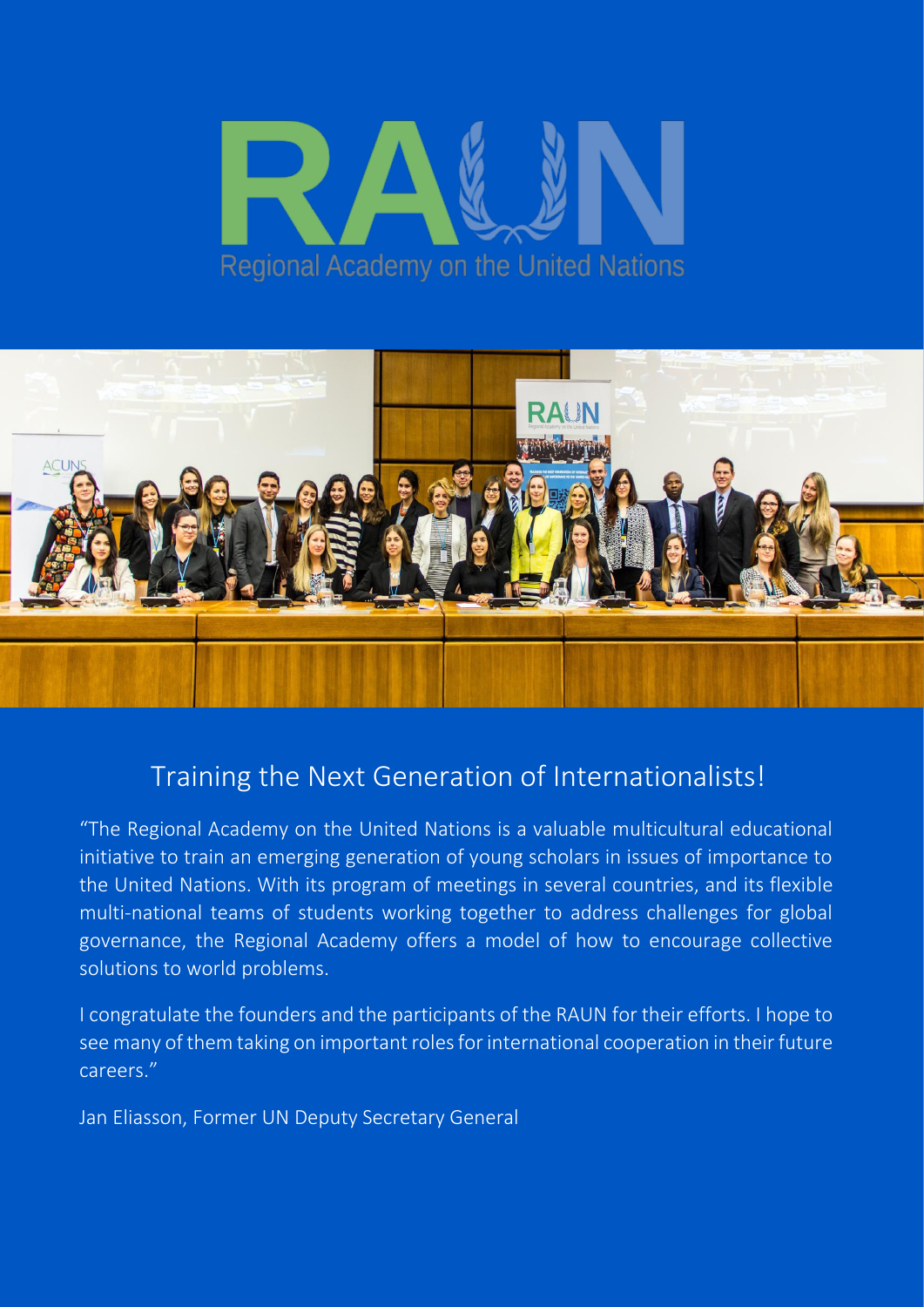# RAUN

Regional Academy on the United Nations

## Training the Next Generation of Internationalists!

"The Regional Academy on the United Nations is a valuable multicultural educational initiative to train an emerging generation of young scholars in issues of importance to the United Nations. With its program of meetings in several countries, and its flexible multi-national teams of students working together to address challenges for global governance, the Regional Academy offers a model of how to encourage collective solutions to world problems.

I congratulate the founders and the participants of the RAUN for their efforts. I hope to see many of them taking on important roles for international cooperation in their future careers."

Jan Eliasson, Former UN Deputy Secretary General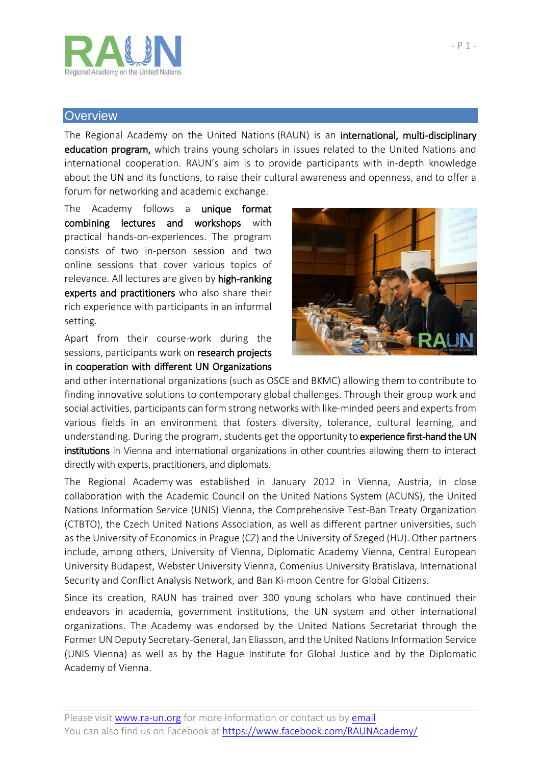## Overview

The Regional Academy on the United Nations (RAUN) is an **international, multi-disciplinary education program,** which trains young scholars in issues related to the United Nations and international cooperation. RAUN's aim is to provide participants with in-depth knowledge about the UN and its functions, to raise their cultural awareness and openness, and to offer a forum for networking and academic exchange.

The Academy follows a **unique format combining lectures and workshops** with practical hands-on-experiences. The program consists of two in-person session and two online sessions that cover various topics of relevance. All lectures are given by **high-ranking experts and practitioners** who also share their rich experience with participants in an informal setting.

Apart from their course-work during the sessions, participants work on **research projects in cooperation with different UN Organizations** and other international organizations (such as OSCE and BKMC) allowing them to contribute to finding innovative solutions to contemporary global challenges. Through their group work and social activities, participants can form strong networks with like-minded peers and experts from various fields in an environment that fosters diversity, tolerance, cultural learning, and understanding. During the program, students get the opportunity to **experience first-hand the UN institutions** in Vienna and international organizations in other countries allowing them to interact directly with experts, practitioners, and diplomats.

The Regional Academy was established in January 2012 in Vienna, Austria, in close collaboration with the Academic Council on the United Nations System (ACUNS), the United Nations Information Service (UNIS) Vienna, the Comprehensive Test-Ban Treaty Organization (CTBTO), the Czech United Nations Association, as well as different partner universities, such as the University of Economics in Prague (CZ) and the University of Szeged (HU). Other partners include, among others, University of Vienna, Diplomatic Academy Vienna, Central European University Budapest, Webster University Vienna, Comenius University Bratislava, International Security and Conflict Analysis Network, and Ban Ki-moon Centre for Global Citizens.

Since its creation, RAUN has trained over 300 young scholars who have continued their endeavors in academia, government institutions, the UN system and other international organizations. The Academy was endorsed by the United Nations Secretariat through the Former UN Deputy Secretary-General, Jan Eliasson, and the United Nations Information Service (UNIS Vienna) as well as by the Hague Institute for Global Justice and by the Diplomatic Academy of Vienna.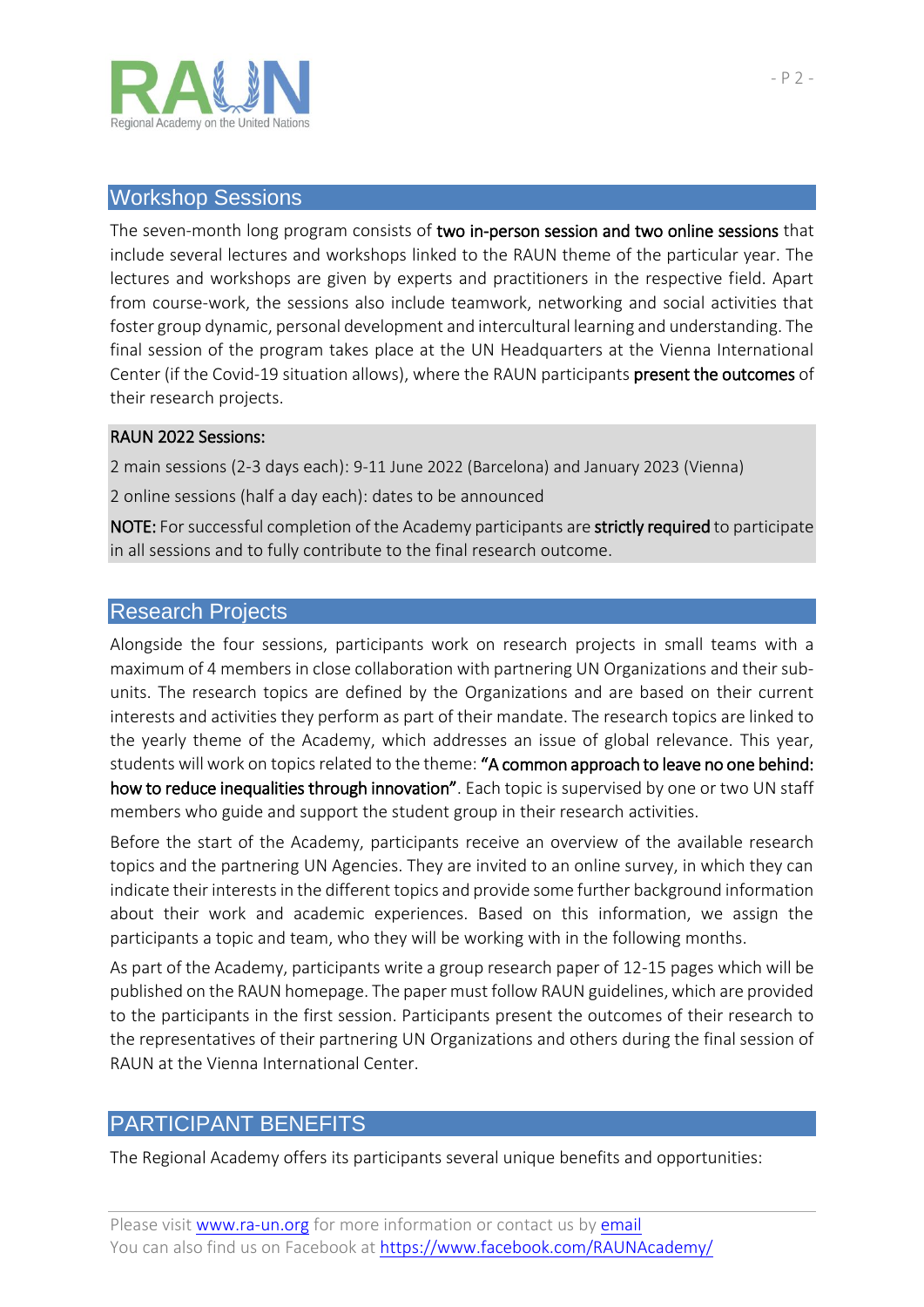## Workshop Sessions

The seven-month long program consists of **two in-person session and two online sessions** that include several lectures and workshops linked to the RAUN theme of the particular year. The lectures and workshops are given by experts and practitioners in the respective field. Apart from course-work, the sessions also include teamwork, networking and social activities that foster group dynamic, personal development and intercultural learning and understanding. The final session of the program takes place at the UN Headquarters at the Vienna International Center (if the Covid-19 situation allows), where the RAUN participants **present the outcomes** of their research projects.

**RAUN 2022 Sessions:**

2 main sessions (2-3 days each): 9-11 June 2022 (Barcelona) and January 2023 (Vienna)

2 online sessions (half a day each): dates to be announced

**NOTE:** For successful completion of the Academy participants are **strictly required** to participate in all sessions and to fully contribute to the final research outcome.

## Research Projects

Alongside the four sessions, participants work on research projects in small teams with a maximum of 4 members in close collaboration with partnering UN Organizations and their sub-units. The research topics are defined by the Organizations and are based on their current interests and activities they perform as part of their mandate. The research topics are linked to the yearly theme of the Academy, which addresses an issue of global relevance. This year, students will work on topics related to the theme: **"A common approach to leave no one behind: how to reduce inequalities through innovation"**. Each topic is supervised by one or two UN staff members who guide and support the student group in their research activities.

Before the start of the Academy, participants receive an overview of the available research topics and the partnering UN Agencies. They are invited to an online survey, in which they can indicate their interests in the different topics and provide some further background information about their work and academic experiences. Based on this information, we assign the participants a topic and team, who they will be working with in the following months.

As part of the Academy, participants write a group research paper of 12-15 pages which will be published on the RAUN homepage. The paper must follow RAUN guidelines, which are provided to the participants in the first session. Participants present the outcomes of their research to the representatives of their partnering UN Organizations and others during the final session of RAUN at the Vienna International Center.

## PARTICIPANT BENEFITS

The Regional Academy offers its participants several unique benefits and opportunities: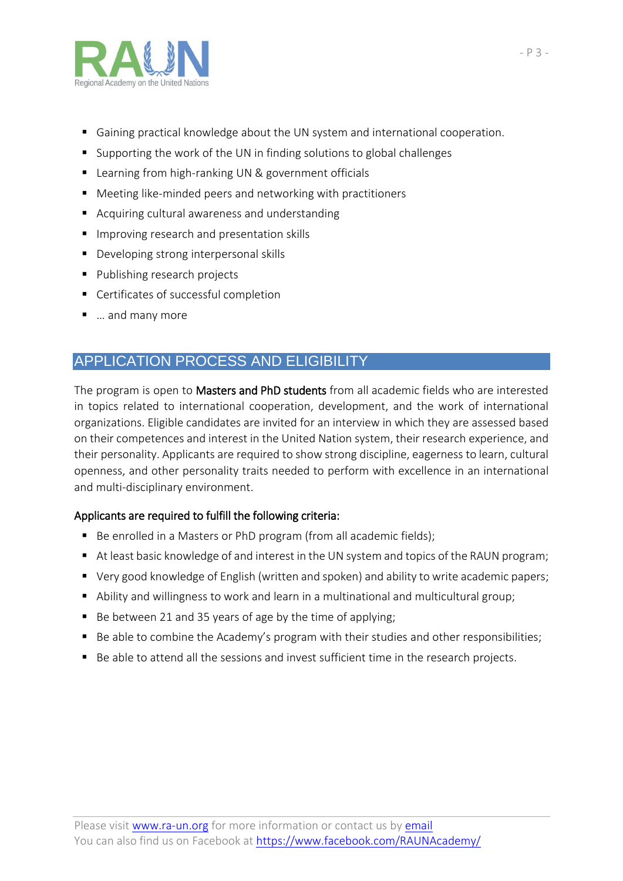- Gaining practical knowledge about the UN system and international cooperation.
- Supporting the work of the UN in finding solutions to global challenges
- Learning from high-ranking UN & government officials
- Meeting like-minded peers and networking with practitioners
- Acquiring cultural awareness and understanding
- Improving research and presentation skills
- Developing strong interpersonal skills
- Publishing research projects
- Certificates of successful completion
- … and many more

## APPLICATION PROCESS AND ELIGIBILITY

The program is open to **Masters and PhD students** from all academic fields who are interested in topics related to international cooperation, development, and the work of international organizations. Eligible candidates are invited for an interview in which they are assessed based on their competences and interest in the United Nation system, their research experience, and their personality. Applicants are required to show strong discipline, eagerness to learn, cultural openness, and other personality traits needed to perform with excellence in an international and multi-disciplinary environment.

**Applicants are required to fulfill the following criteria:**

- Be enrolled in a Masters or PhD program (from all academic fields);
- At least basic knowledge of and interest in the UN system and topics of the RAUN program;
- Very good knowledge of English (written and spoken) and ability to write academic papers;
- Ability and willingness to work and learn in a multinational and multicultural group;
- Be between 21 and 35 years of age by the time of applying;
- Be able to combine the Academy's program with their studies and other responsibilities;
- Be able to attend all the sessions and invest sufficient time in the research projects.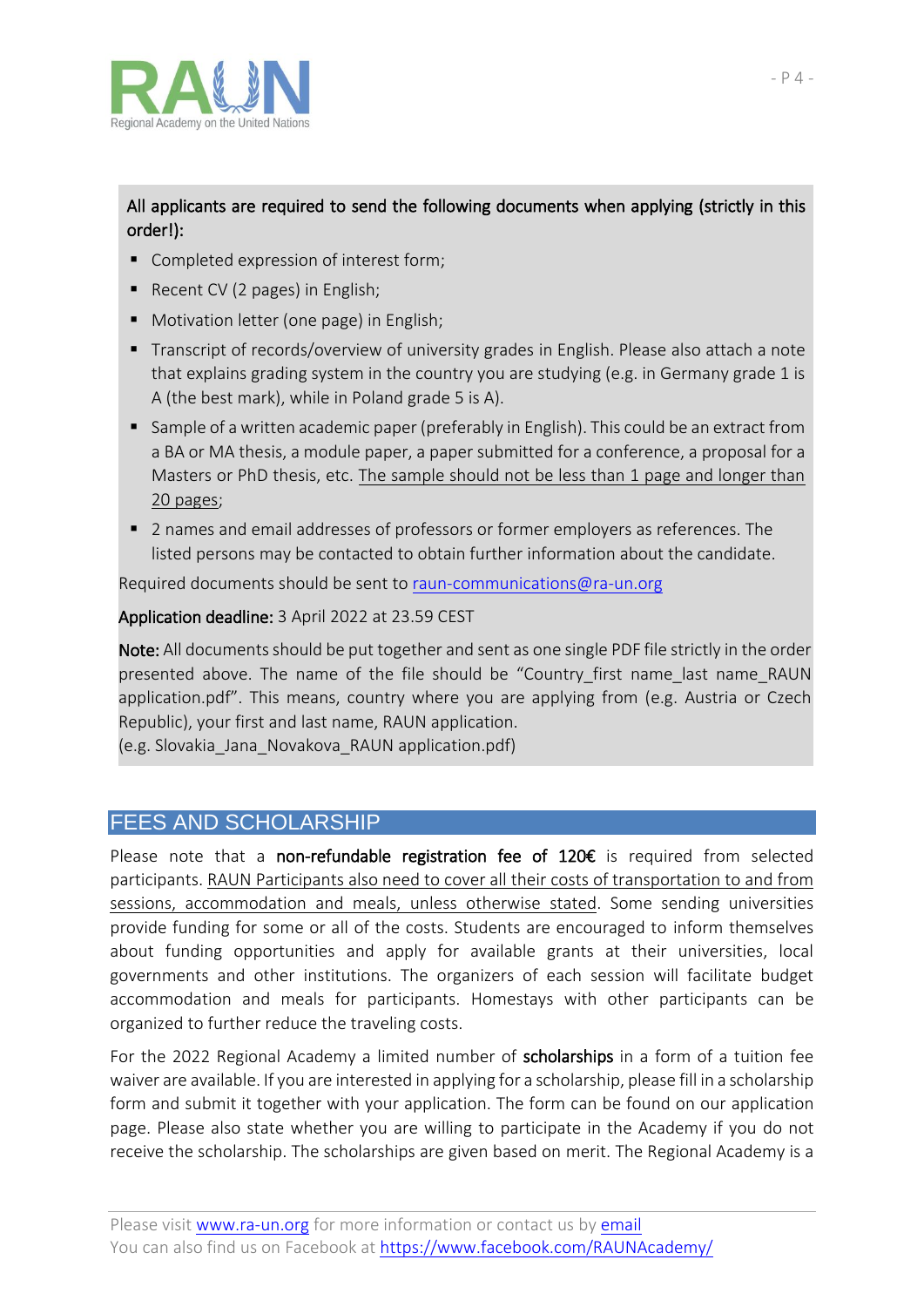**All applicants are required to send the following documents when applying (strictly in this order!):**

- Completed expression of interest form;
- Recent CV (2 pages) in English;
- Motivation letter (one page) in English;
- Transcript of records/overview of university grades in English. Please also attach a note that explains grading system in the country you are studying (e.g. in Germany grade 1 is A (the best mark), while in Poland grade 5 is A).
- Sample of a written academic paper (preferably in English). This could be an extract from a BA or MA thesis, a module paper, a paper submitted for a conference, a proposal for a Masters or PhD thesis, etc. The sample should not be less than 1 page and longer than 20 pages;
- 2 names and email addresses of professors or former employers as references. The listed persons may be contacted to obtain further information about the candidate.

Required documents should be sent to raun-communications@ra-un.org

**Application deadline:** 3 April 2022 at 23.59 CEST

**Note:** All documents should be put together and sent as one single PDF file strictly in the order presented above. The name of the file should be "Country_first name_last name_RAUN application.pdf". This means, country where you are applying from (e.g. Austria or Czech Republic), your first and last name, RAUN application.
(e.g. Slovakia_Jana_Novakova_RAUN application.pdf)

## FEES AND SCHOLARSHIP

Please note that a **non-refundable registration fee of 120€** is required from selected participants. RAUN Participants also need to cover all their costs of transportation to and from sessions, accommodation and meals, unless otherwise stated. Some sending universities provide funding for some or all of the costs. Students are encouraged to inform themselves about funding opportunities and apply for available grants at their universities, local governments and other institutions. The organizers of each session will facilitate budget accommodation and meals for participants. Homestays with other participants can be organized to further reduce the traveling costs.

For the 2022 Regional Academy a limited number of **scholarships** in a form of a tuition fee waiver are available. If you are interested in applying for a scholarship, please fill in a scholarship form and submit it together with your application. The form can be found on our application page. Please also state whether you are willing to participate in the Academy if you do not receive the scholarship. The scholarships are given based on merit. The Regional Academy is a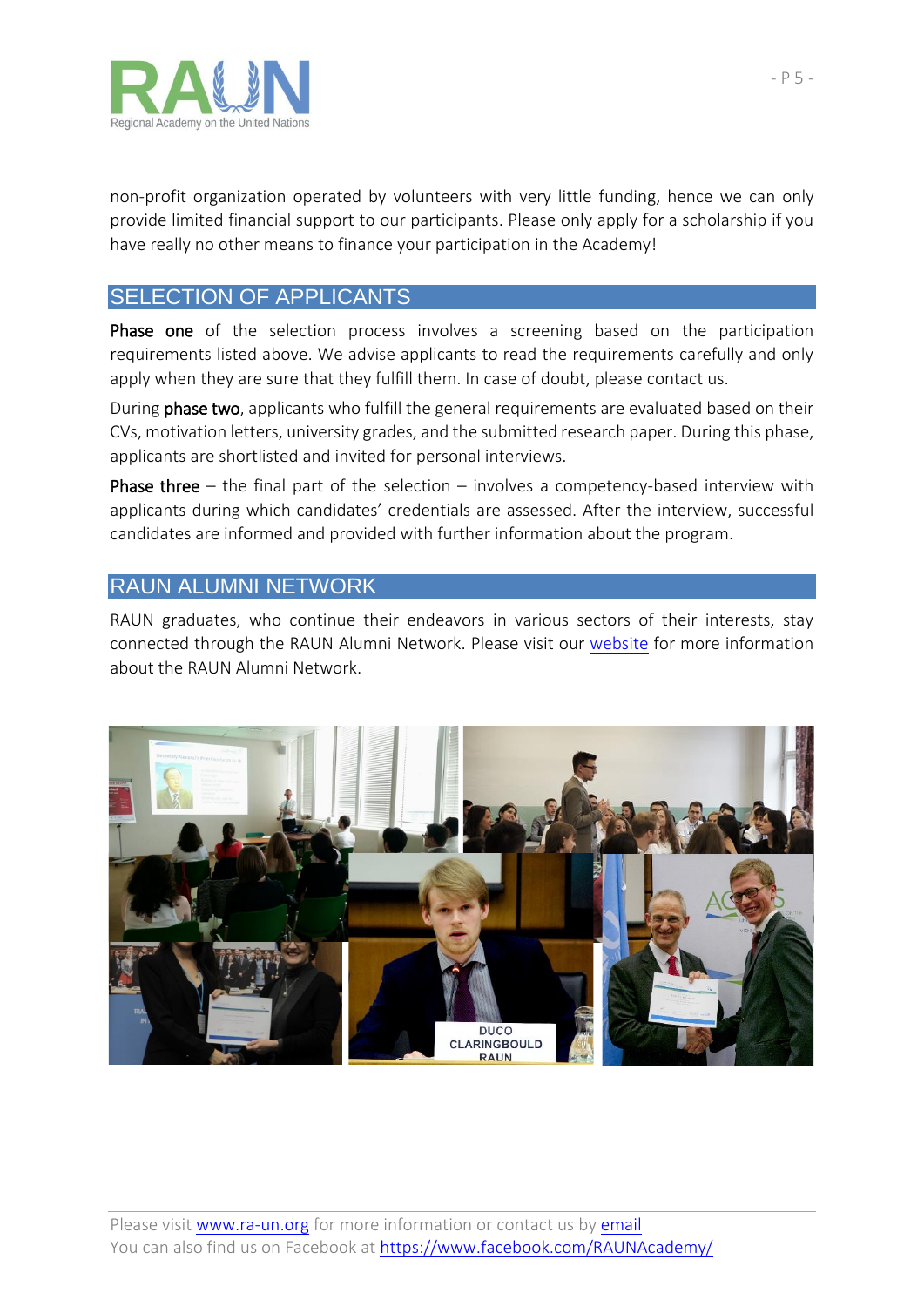non-profit organization operated by volunteers with very little funding, hence we can only provide limited financial support to our participants. Please only apply for a scholarship if you have really no other means to finance your participation in the Academy!

## SELECTION OF APPLICANTS

**Phase one** of the selection process involves a screening based on the participation requirements listed above. We advise applicants to read the requirements carefully and only apply when they are sure that they fulfill them. In case of doubt, please contact us.

During **phase two**, applicants who fulfill the general requirements are evaluated based on their CVs, motivation letters, university grades, and the submitted research paper. During this phase, applicants are shortlisted and invited for personal interviews.

**Phase three** – the final part of the selection – involves a competency-based interview with applicants during which candidates' credentials are assessed. After the interview, successful candidates are informed and provided with further information about the program.

## RAUN ALUMNI NETWORK

RAUN graduates, who continue their endeavors in various sectors of their interests, stay connected through the RAUN Alumni Network. Please visit our website for more information about the RAUN Alumni Network.

Please visit www.ra-un.org for more information or contact us by email
You can also find us on Facebook at https://www.facebook.com/RAUNAcademy/